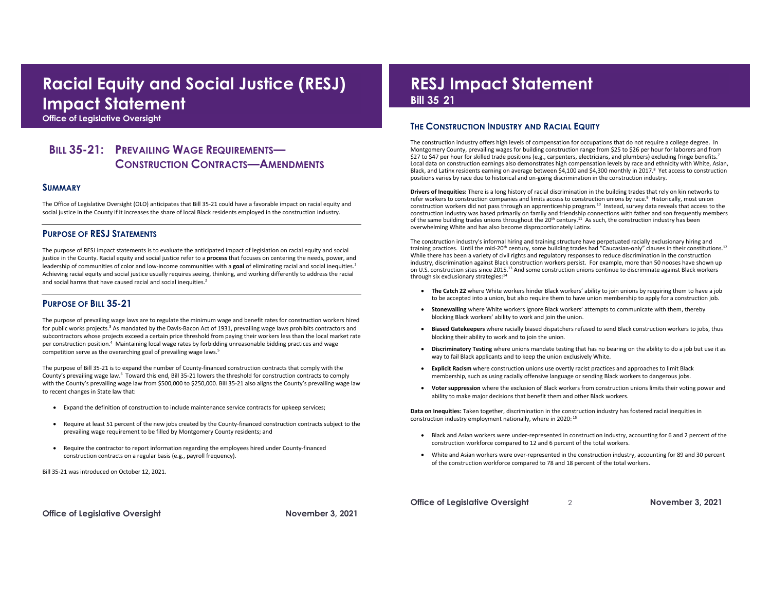# Racial Equity and Social Justice (RESJ) Impact Statement

**Office of Legislative Oversight**

## Bill 35-21: Prevailing Wage Requirements— Construction Contracts—Amendments

### Summary

The Office of Legislative Oversight (OLO) anticipates that Bill 35-21 could have a favorable impact on racial equity and social justice in the County if it increases the share of local Black residents employed in the construction industry.

### Purpose of RESJ Statements

The purpose of RESJ impact statements is to evaluate the anticipated impact of legislation on racial equity and social justice in the County. Racial equity and social justice refer to a **process** that focuses on centering the needs, power, and leadership of communities of color and low-income communities with a **goal** of eliminating racial and social inequities.[1] Achieving racial equity and social justice usually requires seeing, thinking, and working differently to address the racial and social harms that have caused racial and social inequities.[2]

### Purpose of Bill 35-21

The purpose of prevailing wage laws are to regulate the minimum wage and benefit rates for construction workers hired for public works projects.[3] As mandated by the Davis-Bacon Act of 1931, prevailing wage laws prohibits contractors and subcontractors whose projects exceed a certain price threshold from paying their workers less than the local market rate per construction position.[4] Maintaining local wage rates by forbidding unreasonable bidding practices and wage competition serve as the overarching goal of prevailing wage laws.[5]

The purpose of Bill 35-21 is to expand the number of County-financed construction contracts that comply with the County's prevailing wage law.[6] Toward this end, Bill 35-21 lowers the threshold for construction contracts to comply with the County's prevailing wage law from $500,000 to $250,000. Bill 35-21 also aligns the County's prevailing wage law to recent changes in State law that:

- Expand the definition of construction to include maintenance service contracts for upkeep services;
- Require at least 51 percent of the new jobs created by the County-financed construction contracts subject to the prevailing wage requirement to be filled by Montgomery County residents; and
- Require the contractor to report information regarding the employees hired under County-financed construction contracts on a regular basis (e.g., payroll frequency).

Bill 35-21 was introduced on October 12, 2021.

# RESJ Impact Statement

**Bill 35 21**

### The Construction Industry and Racial Equity

The construction industry offers high levels of compensation for occupations that do not require a college degree. In Montgomery County, prevailing wages for building construction range from $25 to $26 per hour for laborers and from $27 to $47 per hour for skilled trade positions (e.g., carpenters, electricians, and plumbers) excluding fringe benefits.[7] Local data on construction earnings also demonstrates high compensation levels by race and ethnicity with White, Asian, Black, and Latinx residents earning on average between $4,100 and $4,300 monthly in 2017.[8] Yet access to construction positions varies by race due to historical and on-going discrimination in the construction industry.

**Drivers of Inequities:** There is a long history of racial discrimination in the building trades that rely on kin networks to refer workers to construction companies and limits access to construction unions by race.[9] Historically, most union construction workers did not pass through an apprenticeship program.[10] Instead, survey data reveals that access to the construction industry was based primarily on family and friendship connections with father and son frequently members of the same building trades unions throughout the 20th century.[11] As such, the construction industry has been overwhelming White and has also become disproportionately Latinx.

The construction industry's informal hiring and training structure have perpetuated racially exclusionary hiring and training practices. Until the mid-20th century, some building trades had "Caucasian-only" clauses in their constitutions.[12] While there has been a variety of civil rights and regulatory responses to reduce discrimination in the construction industry, discrimination against Black construction workers persist. For example, more than 50 nooses have shown up on U.S. construction sites since 2015.[13] And some construction unions continue to discriminate against Black workers through six exclusionary strategies:[14]

- **The Catch 22** where White workers hinder Black workers' ability to join unions by requiring them to have a job to be accepted into a union, but also require them to have union membership to apply for a construction job.
- **Stonewalling** where White workers ignore Black workers' attempts to communicate with them, thereby blocking Black workers' ability to work and join the union.
- **Biased Gatekeepers** where racially biased dispatchers refused to send Black construction workers to jobs, thus blocking their ability to work and to join the union.
- **Discriminatory Testing** where unions mandate testing that has no bearing on the ability to do a job but use it as way to fail Black applicants and to keep the union exclusively White.
- **Explicit Racism** where construction unions use overtly racist practices and approaches to limit Black membership, such as using racially offensive language or sending Black workers to dangerous jobs.
- **Voter suppression** where the exclusion of Black workers from construction unions limits their voting power and ability to make major decisions that benefit them and other Black workers.

**Data on Inequities:** Taken together, discrimination in the construction industry has fostered racial inequities in construction industry employment nationally, where in 2020: [15]

- Black and Asian workers were under-represented in construction industry, accounting for 6 and 2 percent of the construction workforce compared to 12 and 6 percent of the total workers.
- White and Asian workers were over-represented in the construction industry, accounting for 89 and 30 percent of the construction workforce compared to 78 and 18 percent of the total workers.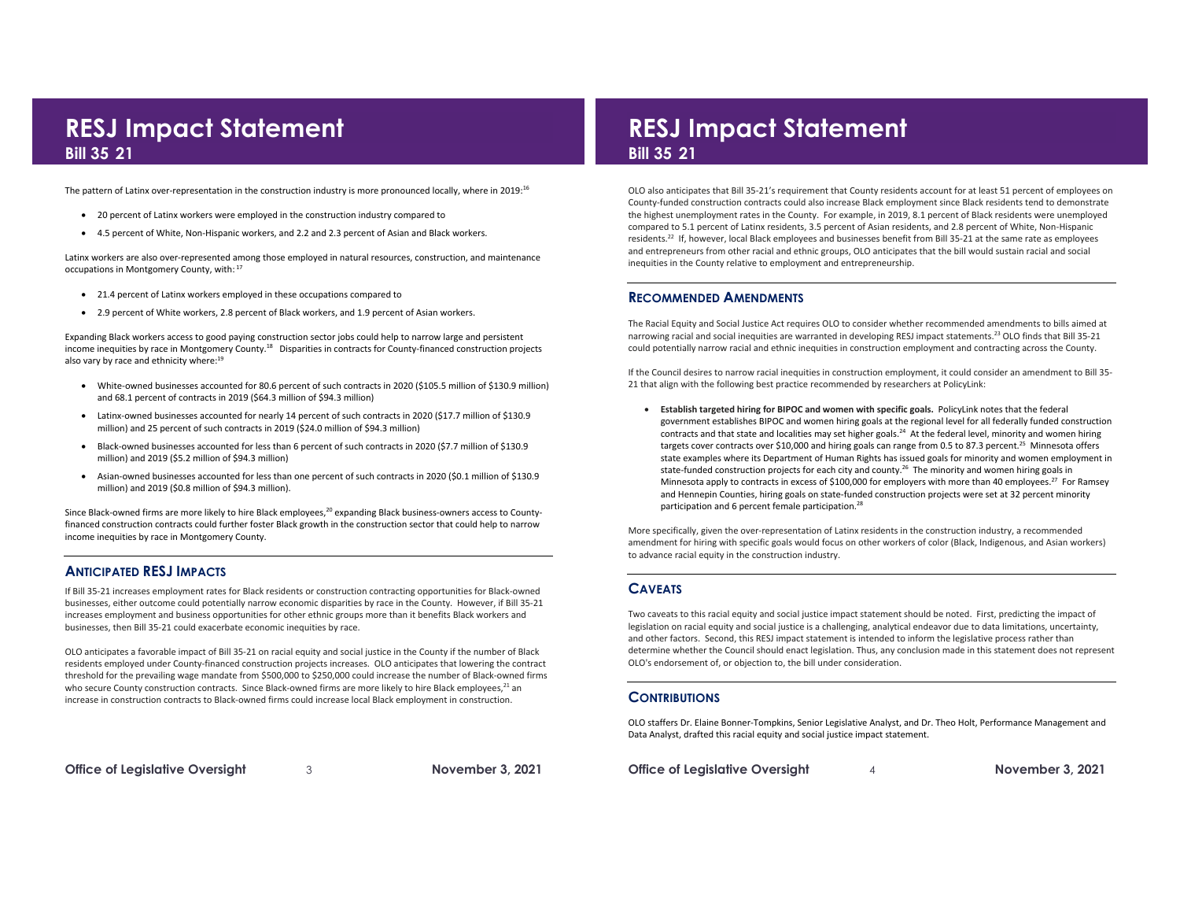The pattern of Latinx over-representation in the construction industry is more pronounced locally, where in 2019:[16]

- 20 percent of Latinx workers were employed in the construction industry compared to
- 4.5 percent of White, Non-Hispanic workers, and 2.2 and 2.3 percent of Asian and Black workers.

Latinx workers are also over-represented among those employed in natural resources, construction, and maintenance occupations in Montgomery County, with:[17]

- 21.4 percent of Latinx workers employed in these occupations compared to
- 2.9 percent of White workers, 2.8 percent of Black workers, and 1.9 percent of Asian workers.

Expanding Black workers access to good paying construction sector jobs could help to narrow large and persistent income inequities by race in Montgomery County.[18] Disparities in contracts for County-financed construction projects also vary by race and ethnicity where:[19]

- White-owned businesses accounted for 80.6 percent of such contracts in 2020 ($105.5 million of $130.9 million) and 68.1 percent of contracts in 2019 ($64.3 million of $94.3 million)
- Latinx-owned businesses accounted for nearly 14 percent of such contracts in 2020 ($17.7 million of $130.9 million) and 25 percent of such contracts in 2019 ($24.0 million of $94.3 million)
- Black-owned businesses accounted for less than 6 percent of such contracts in 2020 ($7.7 million of $130.9 million) and 2019 ($5.2 million of $94.3 million)
- Asian-owned businesses accounted for less than one percent of such contracts in 2020 ($0.1 million of $130.9 million) and 2019 ($0.8 million of $94.3 million).

Since Black-owned firms are more likely to hire Black employees,[20] expanding Black business-owners access to County-financed construction contracts could further foster Black growth in the construction sector that could help to narrow income inequities by race in Montgomery County.

## Anticipated RESJ Impacts

If Bill 35-21 increases employment rates for Black residents or construction contracting opportunities for Black-owned businesses, either outcome could potentially narrow economic disparities by race in the County. However, if Bill 35-21 increases employment and business opportunities for other ethnic groups more than it benefits Black workers and businesses, then Bill 35-21 could exacerbate economic inequities by race.

OLO anticipates a favorable impact of Bill 35-21 on racial equity and social justice in the County if the number of Black residents employed under County-financed construction projects increases. OLO anticipates that lowering the contract threshold for the prevailing wage mandate from $500,000 to $250,000 could increase the number of Black-owned firms who secure County construction contracts. Since Black-owned firms are more likely to hire Black employees,[21] an increase in construction contracts to Black-owned firms could increase local Black employment in construction.

OLO also anticipates that Bill 35-21's requirement that County residents account for at least 51 percent of employees on County-funded construction contracts could also increase Black employment since Black residents tend to demonstrate the highest unemployment rates in the County. For example, in 2019, 8.1 percent of Black residents were unemployed compared to 5.1 percent of Latinx residents, 3.5 percent of Asian residents, and 2.8 percent of White, Non-Hispanic residents.[22] If, however, local Black employees and businesses benefit from Bill 35-21 at the same rate as employees and entrepreneurs from other racial and ethnic groups, OLO anticipates that the bill would sustain racial and social inequities in the County relative to employment and entrepreneurship.

## Recommended Amendments

The Racial Equity and Social Justice Act requires OLO to consider whether recommended amendments to bills aimed at narrowing racial and social inequities are warranted in developing RESJ impact statements.[23] OLO finds that Bill 35-21 could potentially narrow racial and ethnic inequities in construction employment and contracting across the County.

If the Council desires to narrow racial inequities in construction employment, it could consider an amendment to Bill 35-21 that align with the following best practice recommended by researchers at PolicyLink:

- **Establish targeted hiring for BIPOC and women with specific goals.** PolicyLink notes that the federal government establishes BIPOC and women hiring goals at the regional level for all federally funded construction contracts and that state and localities may set higher goals.[24] At the federal level, minority and women hiring targets cover contracts over $10,000 and hiring goals can range from 0.5 to 87.3 percent.[25] Minnesota offers state examples where its Department of Human Rights has issued goals for minority and women employment in state-funded construction projects for each city and county.[26] The minority and women hiring goals in Minnesota apply to contracts in excess of $100,000 for employers with more than 40 employees.[27] For Ramsey and Hennepin Counties, hiring goals on state-funded construction projects were set at 32 percent minority participation and 6 percent female participation.[28]

More specifically, given the over-representation of Latinx residents in the construction industry, a recommended amendment for hiring with specific goals would focus on other workers of color (Black, Indigenous, and Asian workers) to advance racial equity in the construction industry.

## Caveats

Two caveats to this racial equity and social justice impact statement should be noted. First, predicting the impact of legislation on racial equity and social justice is a challenging, analytical endeavor due to data limitations, uncertainty, and other factors. Second, this RESJ impact statement is intended to inform the legislative process rather than determine whether the Council should enact legislation. Thus, any conclusion made in this statement does not represent OLO's endorsement of, or objection to, the bill under consideration.

## Contributions

OLO staffers Dr. Elaine Bonner-Tompkins, Senior Legislative Analyst, and Dr. Theo Holt, Performance Management and Data Analyst, drafted this racial equity and social justice impact statement.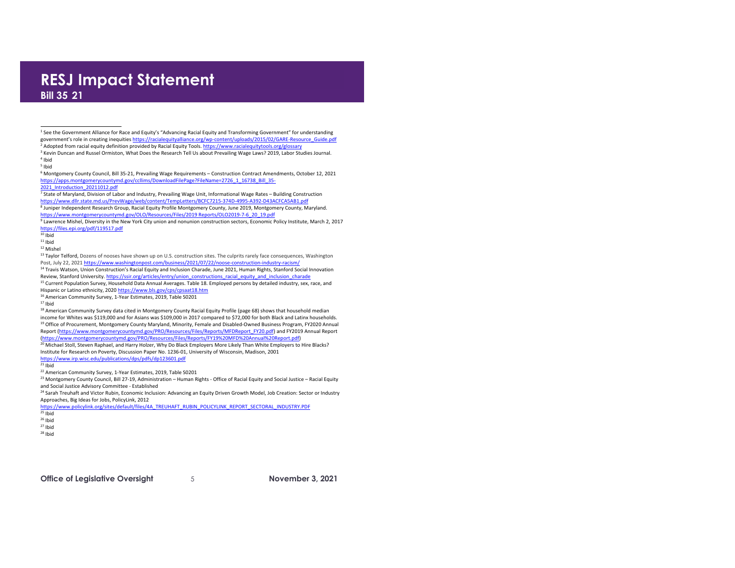# RESJ Impact Statement

**Bill 35 21**

[1] See the Government Alliance for Race and Equity's "Advancing Racial Equity and Transforming Government" for understanding government's role in creating inequities https://racialequityalliance.org/wp-content/uploads/2015/02/GARE-Resource_Guide.pdf

[2] Adopted from racial equity definition provided by Racial Equity Tools. https://www.racialequitytools.org/glossary

[3] Kevin Duncan and Russel Ormiston, What Does the Research Tell Us about Prevailing Wage Laws? 2019, Labor Studies Journal.

[4] Ibid

[5] Ibid

[6] Montgomery County Council, Bill 35-21, Prevailing Wage Requirements – Construction Contract Amendments, October 12, 2021 https://apps.montgomerycountymd.gov/ccllims/DownloadFilePage?FileName=2726_1_16738_Bill_35-2021_Introduction_20211012.pdf

[7] State of Maryland, Division of Labor and Industry, Prevailing Wage Unit, Informational Wage Rates – Building Construction https://www.dllr.state.md.us/PrevWage/web/content/TempLetters/BCFC7215-374D-4995-A392-D43ACFCA5AB1.pdf

[8] Juniper Independent Research Group, Racial Equity Profile Montgomery County, June 2019, Montgomery County, Maryland. https://www.montgomerycountymd.gov/OLO/Resources/Files/2019 Reports/OLO2019-7-6_20_19.pdf

[9] Lawrence Mishel, Diversity in the New York City union and nonunion construction sectors, Economic Policy Institute, March 2, 2017 https://files.epi.org/pdf/119517.pdf

[10] Ibid

[11] Ibid

[12] Mishel

[13] Taylor Telford, Dozens of nooses have shown up on U.S. construction sites. The culprits rarely face consequences, Washington Post, July 22, 2021 https://www.washingtonpost.com/business/2021/07/22/noose-construction-industry-racism/

[14] Travis Watson, Union Construction's Racial Equity and Inclusion Charade, June 2021, Human Rights, Stanford Social Innovation Review, Stanford University. https://ssir.org/articles/entry/union_constructions_racial_equity_and_inclusion_charade

[15] Current Population Survey, Household Data Annual Averages. Table 18. Employed persons by detailed industry, sex, race, and Hispanic or Latino ethnicity, 2020 https://www.bls.gov/cps/cpsaat18.htm

[16] American Community Survey, 1-Year Estimates, 2019, Table S0201

[17] Ibid

[18] American Community Survey data cited in Montgomery County Racial Equity Profile (page 68) shows that household median income for Whites was $119,000 and for Asians was $109,000 in 2017 compared to $72,000 for both Black and Latinx households.

[19] Office of Procurement, Montgomery County Maryland, Minority, Female and Disabled-Owned Business Program, FY2020 Annual Report (https://www.montgomerycountymd.gov/PRO/Resources/Files/Reports/MFDReport_FY20.pdf) and FY2019 Annual Report (https://www.montgomerycountymd.gov/PRO/Resources/Files/Reports/FY19%20MFD%20Annual%20Report.pdf)

[20] Michael Stoll, Steven Raphael, and Harry Holzer, Why Do Black Employers More Likely Than White Employers to Hire Blacks? Institute for Research on Poverty, Discussion Paper No. 1236-01, University of Wisconsin, Madison, 2001 https://www.irp.wisc.edu/publications/dps/pdfs/dp123601.pdf

[21] Ibid

[22] American Community Survey, 1-Year Estimates, 2019, Table S0201

[23] Montgomery County Council, Bill 27-19, Administration – Human Rights - Office of Racial Equity and Social Justice – Racial Equity and Social Justice Advisory Committee - Established

[24] Sarah Treuhaft and Victor Rubin, Economic Inclusion: Advancing an Equity Driven Growth Model, Job Creation: Sector or Industry Approaches, Big Ideas for Jobs, PolicyLink, 2012 https://www.policylink.org/sites/default/files/4A_TREUHAFT_RUBIN_POLICYLINK_REPORT_SECTORAL_INDUSTRY.PDF

[25] Ibid

[26] Ibid

[27] Ibid

[28] Ibid